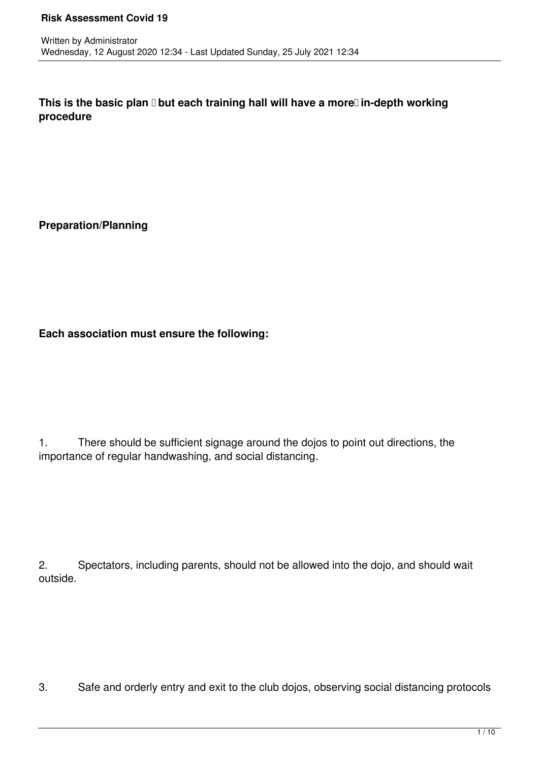**This is the basic plan  but each training hall will have a more in-depth working procedure**

**Preparation/Planning**

**Each association must ensure the following:**

1. There should be sufficient signage around the dojos to point out directions, the importance of regular handwashing, and social distancing.

2. Spectators, including parents, should not be allowed into the dojo, and should wait outside.

3. Safe and orderly entry and exit to the club dojos, observing social distancing protocols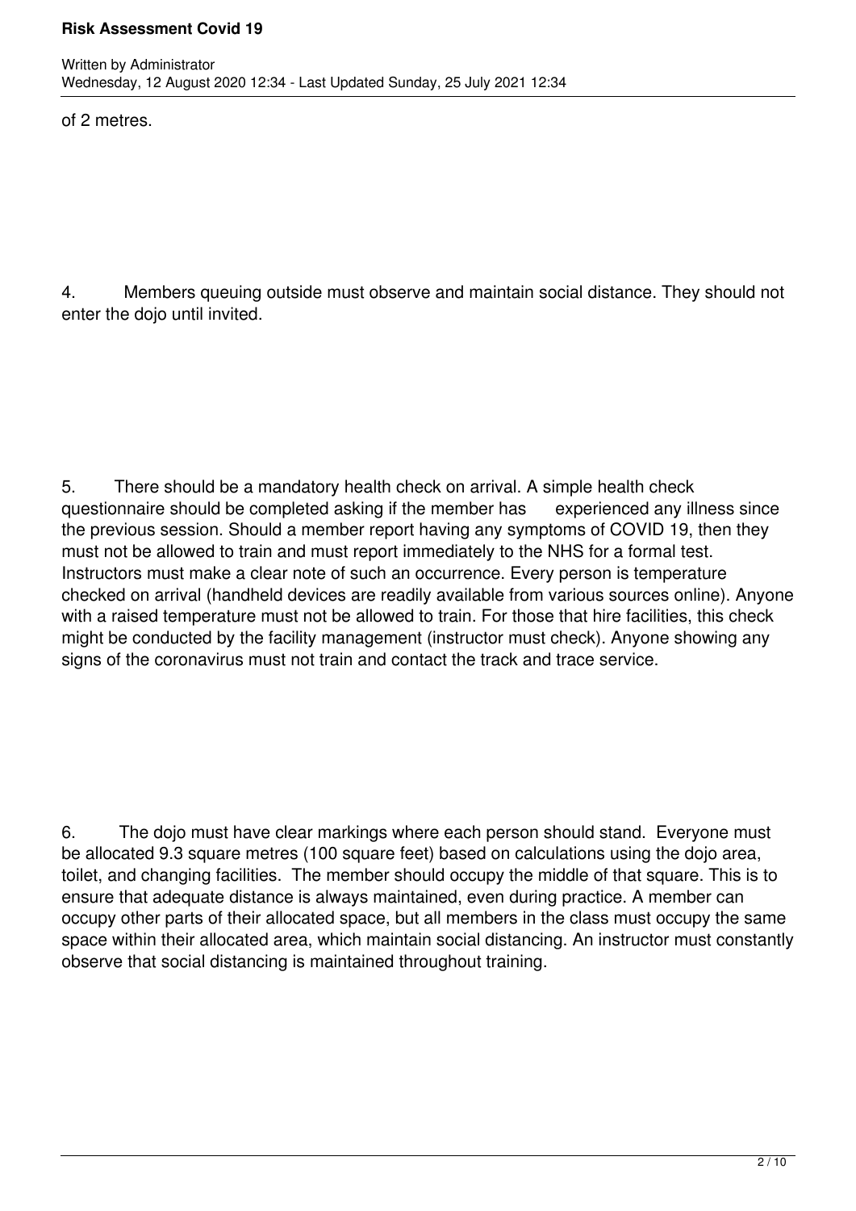of 2 metres.

4. Members queuing outside must observe and maintain social distance. They should not enter the dojo until invited.

5. There should be a mandatory health check on arrival. A simple health check questionnaire should be completed asking if the member has experienced any illness since the previous session. Should a member report having any symptoms of COVID 19, then they must not be allowed to train and must report immediately to the NHS for a formal test. Instructors must make a clear note of such an occurrence. Every person is temperature checked on arrival (handheld devices are readily available from various sources online). Anyone with a raised temperature must not be allowed to train. For those that hire facilities, this check might be conducted by the facility management (instructor must check). Anyone showing any signs of the coronavirus must not train and contact the track and trace service.

6. The dojo must have clear markings where each person should stand. Everyone must be allocated 9.3 square metres (100 square feet) based on calculations using the dojo area, toilet, and changing facilities. The member should occupy the middle of that square. This is to ensure that adequate distance is always maintained, even during practice. A member can occupy other parts of their allocated space, but all members in the class must occupy the same space within their allocated area, which maintain social distancing. An instructor must constantly observe that social distancing is maintained throughout training.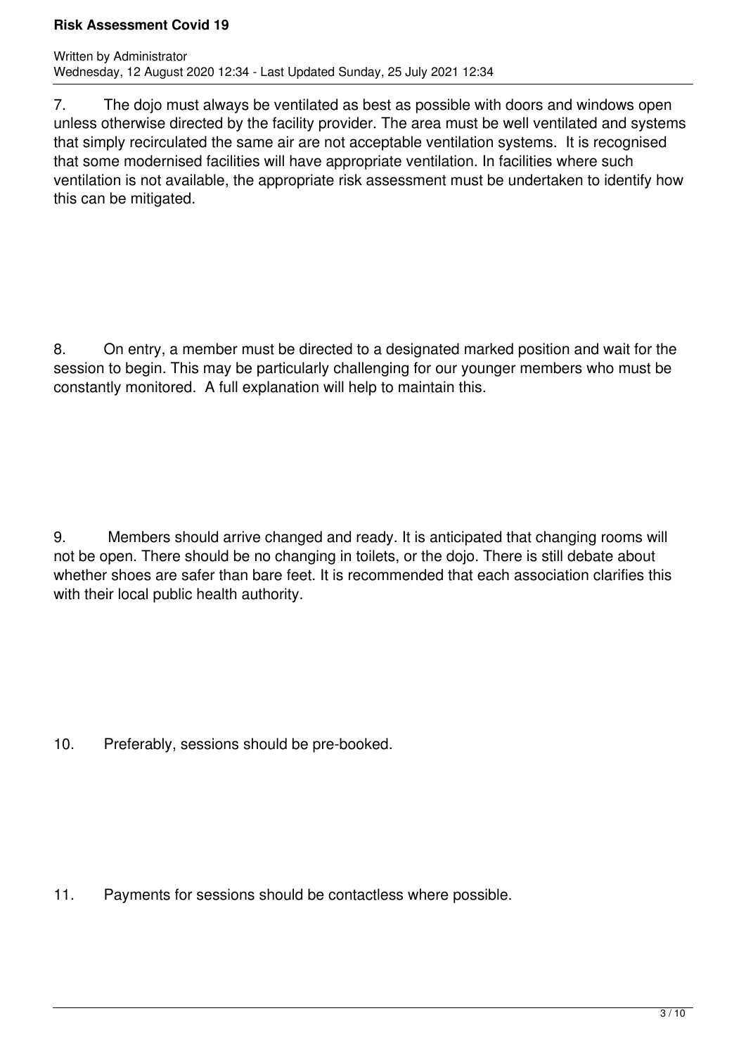7. The dojo must always be ventilated as best as possible with doors and windows open unless otherwise directed by the facility provider. The area must be well ventilated and systems that simply recirculated the same air are not acceptable ventilation systems. It is recognised that some modernised facilities will have appropriate ventilation. In facilities where such ventilation is not available, the appropriate risk assessment must be undertaken to identify how this can be mitigated.

8. On entry, a member must be directed to a designated marked position and wait for the session to begin. This may be particularly challenging for our younger members who must be constantly monitored. A full explanation will help to maintain this.

9. Members should arrive changed and ready. It is anticipated that changing rooms will not be open. There should be no changing in toilets, or the dojo. There is still debate about whether shoes are safer than bare feet. It is recommended that each association clarifies this with their local public health authority.

10. Preferably, sessions should be pre-booked.

11. Payments for sessions should be contactless where possible.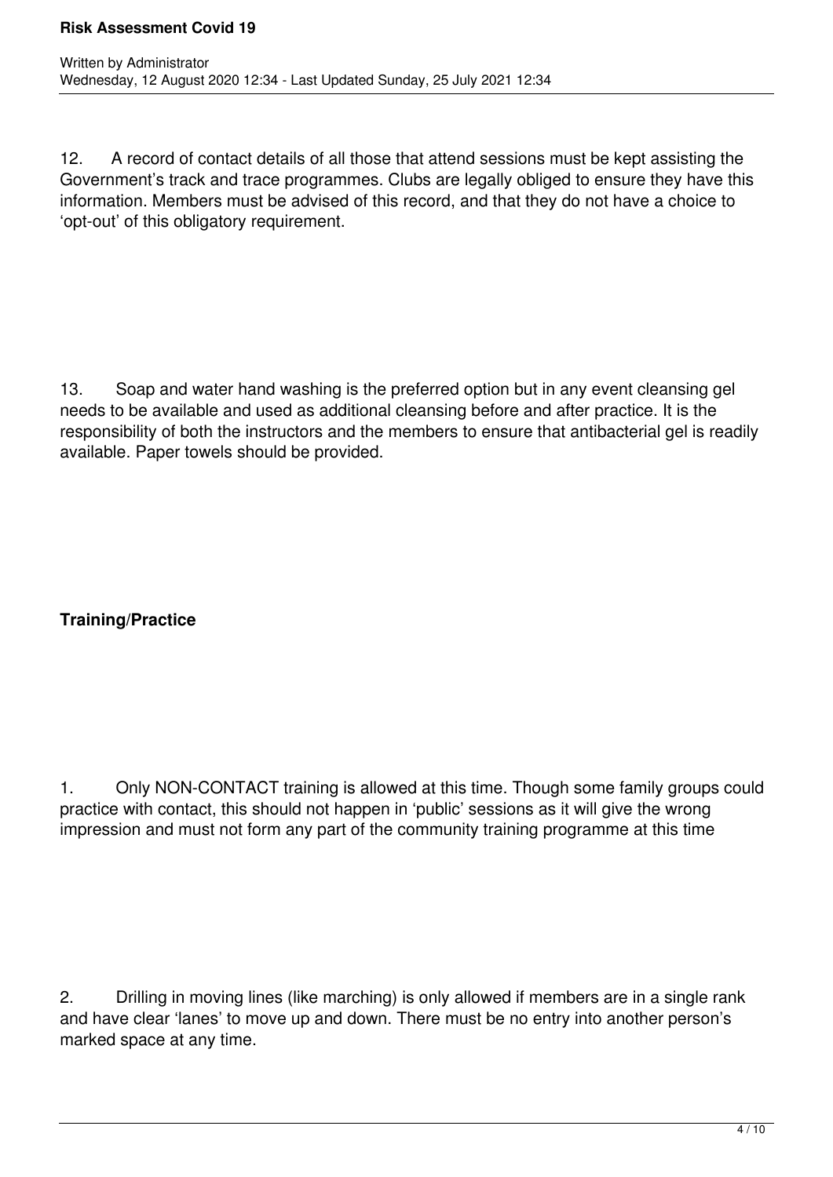12. A record of contact details of all those that attend sessions must be kept assisting the Government's track and trace programmes. Clubs are legally obliged to ensure they have this information. Members must be advised of this record, and that they do not have a choice to 'opt-out' of this obligatory requirement.

13. Soap and water hand washing is the preferred option but in any event cleansing gel needs to be available and used as additional cleansing before and after practice. It is the responsibility of both the instructors and the members to ensure that antibacterial gel is readily available. Paper towels should be provided.

**Training/Practice**

1. Only NON-CONTACT training is allowed at this time. Though some family groups could practice with contact, this should not happen in 'public' sessions as it will give the wrong impression and must not form any part of the community training programme at this time

2. Drilling in moving lines (like marching) is only allowed if members are in a single rank and have clear 'lanes' to move up and down. There must be no entry into another person's marked space at any time.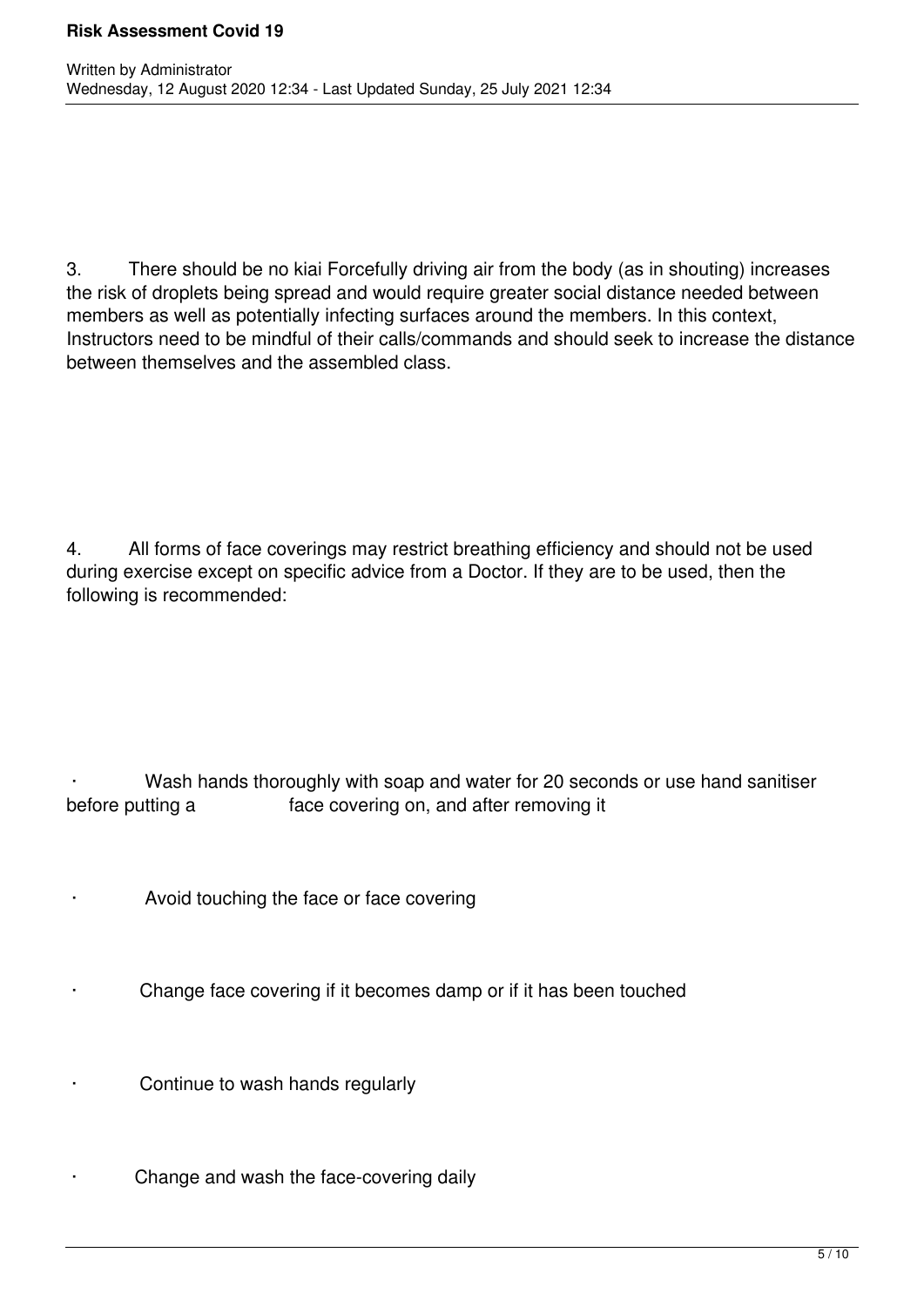3. There should be no kiai Forcefully driving air from the body (as in shouting) increases the risk of droplets being spread and would require greater social distance needed between members as well as potentially infecting surfaces around the members. In this context, Instructors need to be mindful of their calls/commands and should seek to increase the distance between themselves and the assembled class.

4. All forms of face coverings may restrict breathing efficiency and should not be used during exercise except on specific advice from a Doctor. If they are to be used, then the following is recommended:

- Wash hands thoroughly with soap and water for 20 seconds or use hand sanitiser before putting a face covering on, and after removing it
- Avoid touching the face or face covering
- Change face covering if it becomes damp or if it has been touched
- Continue to wash hands regularly
- Change and wash the face-covering daily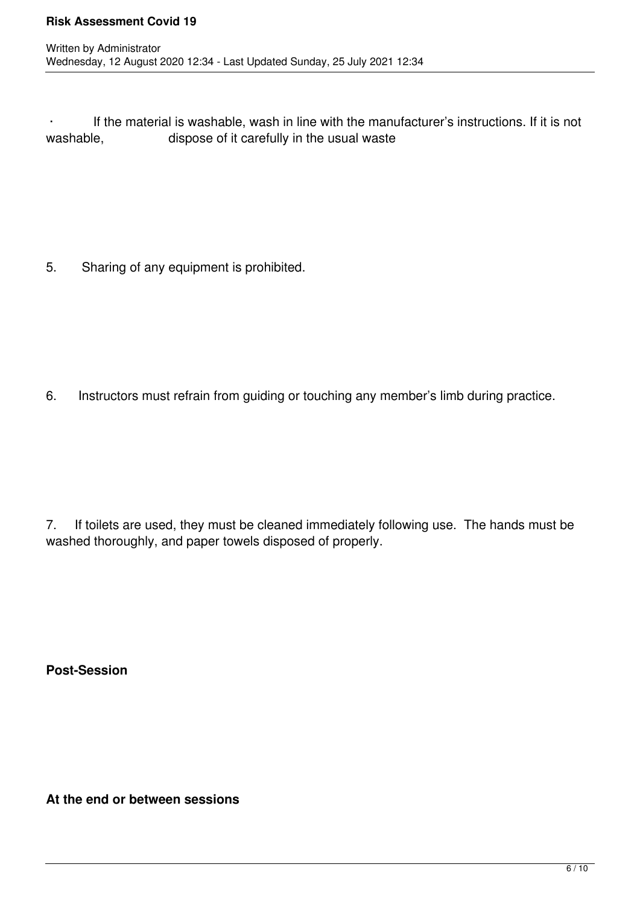- If the material is washable, wash in line with the manufacturer's instructions. If it is not washable, dispose of it carefully in the usual waste

5. Sharing of any equipment is prohibited.

6. Instructors must refrain from guiding or touching any member's limb during practice.

7. If toilets are used, they must be cleaned immediately following use. The hands must be washed thoroughly, and paper towels disposed of properly.

**Post-Session**

**At the end or between sessions**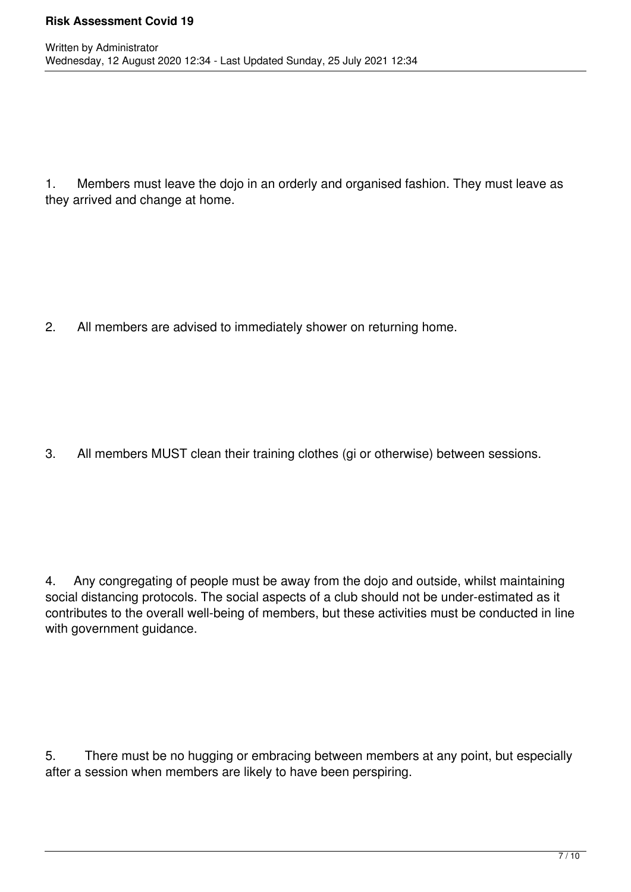1. Members must leave the dojo in an orderly and organised fashion. They must leave as they arrived and change at home.

2. All members are advised to immediately shower on returning home.

3. All members MUST clean their training clothes (gi or otherwise) between sessions.

4. Any congregating of people must be away from the dojo and outside, whilst maintaining social distancing protocols. The social aspects of a club should not be under-estimated as it contributes to the overall well-being of members, but these activities must be conducted in line with government guidance.

5. There must be no hugging or embracing between members at any point, but especially after a session when members are likely to have been perspiring.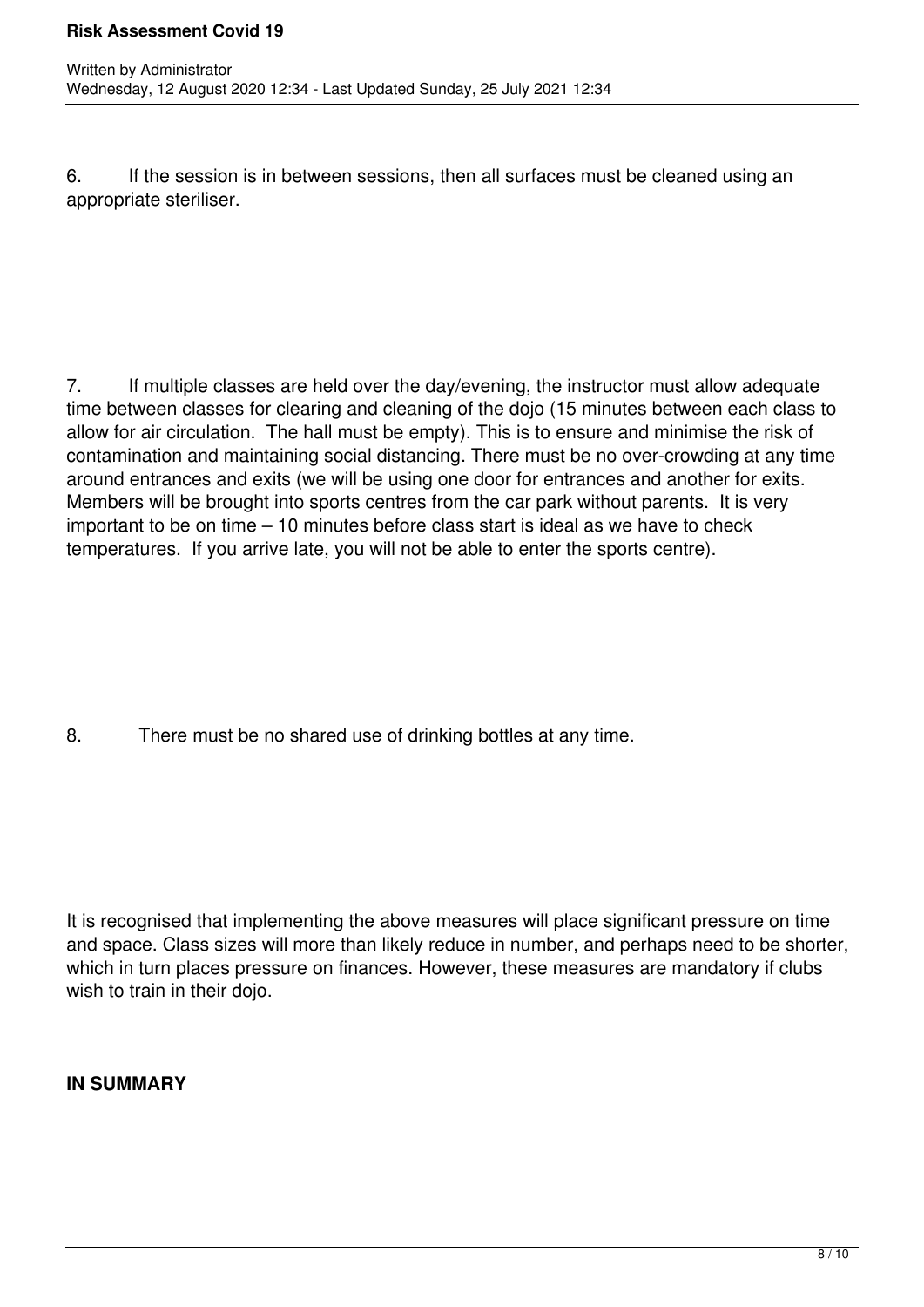6. If the session is in between sessions, then all surfaces must be cleaned using an appropriate steriliser.

7. If multiple classes are held over the day/evening, the instructor must allow adequate time between classes for clearing and cleaning of the dojo (15 minutes between each class to allow for air circulation. The hall must be empty). This is to ensure and minimise the risk of contamination and maintaining social distancing. There must be no over-crowding at any time around entrances and exits (we will be using one door for entrances and another for exits. Members will be brought into sports centres from the car park without parents. It is very important to be on time – 10 minutes before class start is ideal as we have to check temperatures. If you arrive late, you will not be able to enter the sports centre).

8. There must be no shared use of drinking bottles at any time.

It is recognised that implementing the above measures will place significant pressure on time and space. Class sizes will more than likely reduce in number, and perhaps need to be shorter, which in turn places pressure on finances. However, these measures are mandatory if clubs wish to train in their dojo.

**IN SUMMARY**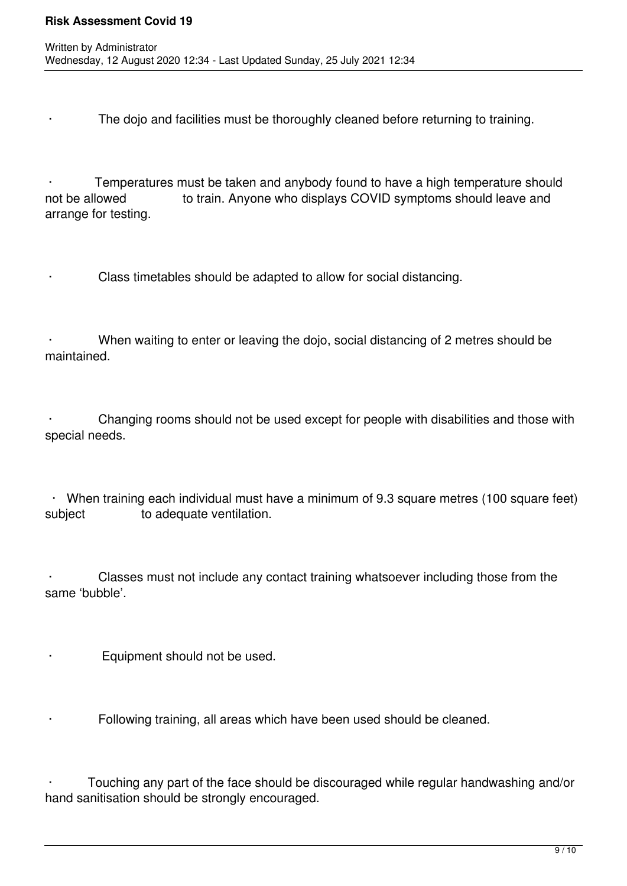- The dojo and facilities must be thoroughly cleaned before returning to training.

- Temperatures must be taken and anybody found to have a high temperature should not be allowed to train. Anyone who displays COVID symptoms should leave and arrange for testing.

- Class timetables should be adapted to allow for social distancing.

- When waiting to enter or leaving the dojo, social distancing of 2 metres should be maintained.

- Changing rooms should not be used except for people with disabilities and those with special needs.

- When training each individual must have a minimum of 9.3 square metres (100 square feet) subject to adequate ventilation.

- Classes must not include any contact training whatsoever including those from the same 'bubble'.

- Equipment should not be used.

- Following training, all areas which have been used should be cleaned.

- Touching any part of the face should be discouraged while regular handwashing and/or hand sanitisation should be strongly encouraged.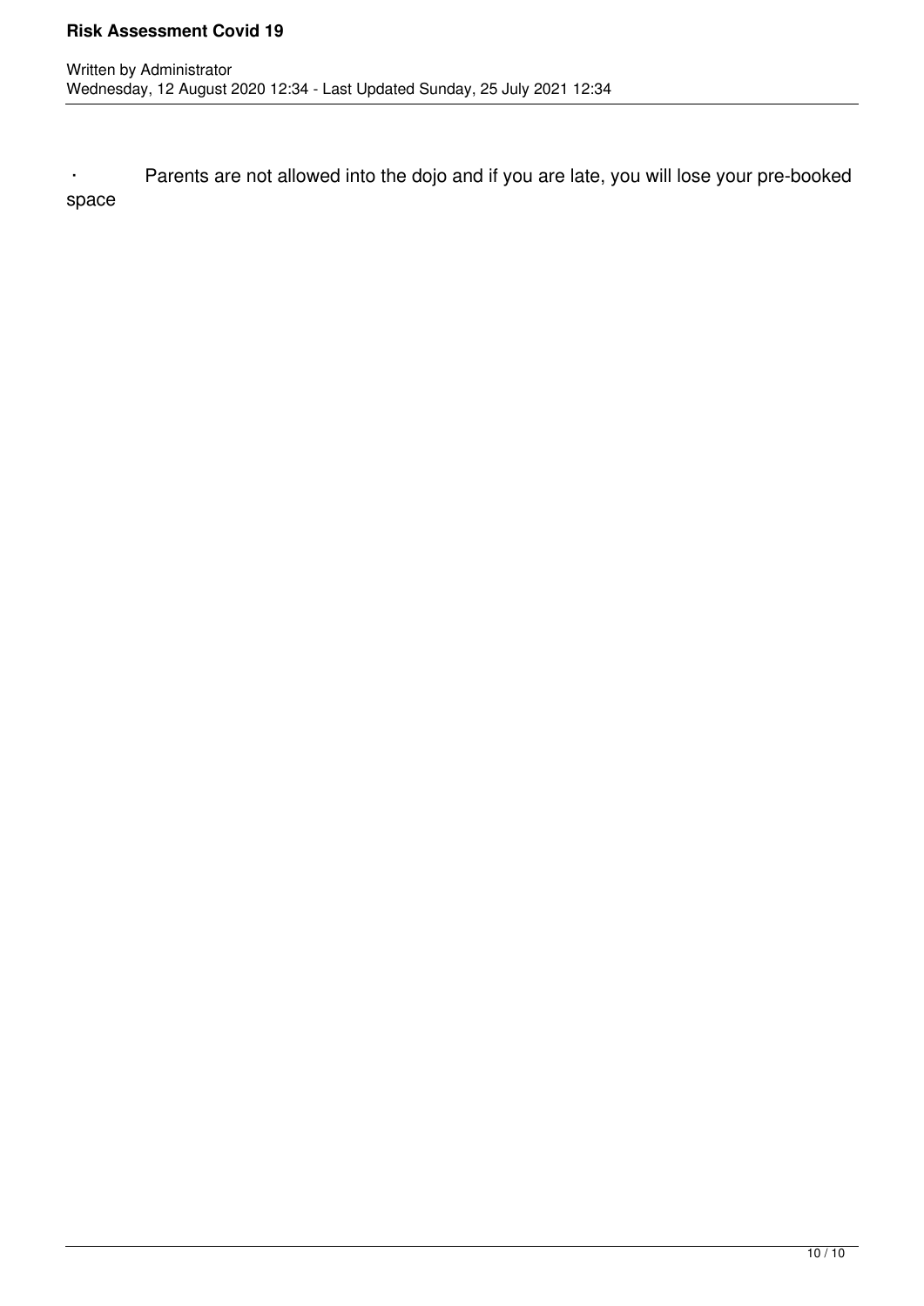- Parents are not allowed into the dojo and if you are late, you will lose your pre-booked space